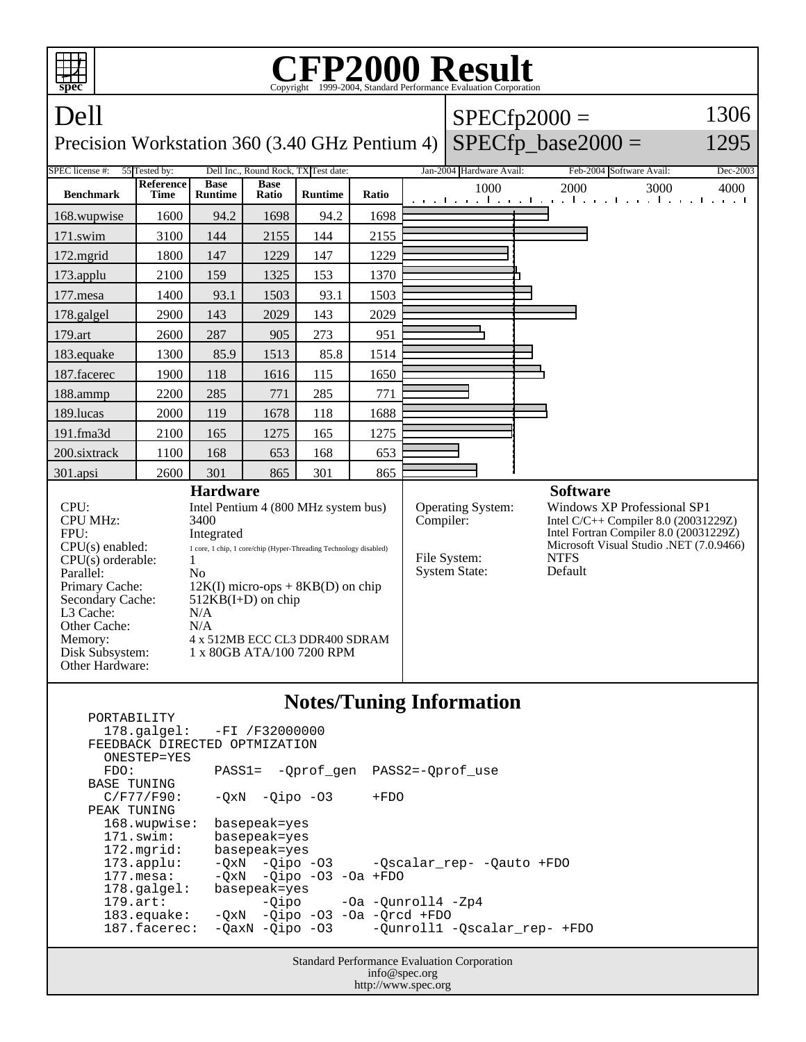# CFP2000 Result

Copyright 1999-2004, Standard Performance Evaluation Corporation

## Dell

Precision Workstation 360 (3.40 GHz Pentium 4)

SPECfp2000 = 1306

SPECfp_base2000 = 1295

SPEC license #: 55 Tested by: Dell Inc., Round Rock, TX Test date: Jan-2004 Hardware Avail: Feb-2004 Software Avail: Dec-2003

| Benchmark | Reference Time | Base Runtime | Base Ratio | Runtime | Ratio |
|---|---|---|---|---|---|
| 168.wupwise | 1600 | 94.2 | 1698 | 94.2 | 1698 |
| 171.swim | 3100 | 144 | 2155 | 144 | 2155 |
| 172.mgrid | 1800 | 147 | 1229 | 147 | 1229 |
| 173.applu | 2100 | 159 | 1325 | 153 | 1370 |
| 177.mesa | 1400 | 93.1 | 1503 | 93.1 | 1503 |
| 178.galgel | 2900 | 143 | 2029 | 143 | 2029 |
| 179.art | 2600 | 287 | 905 | 273 | 951 |
| 183.equake | 1300 | 85.9 | 1513 | 85.8 | 1514 |
| 187.facerec | 1900 | 118 | 1616 | 115 | 1650 |
| 188.ammp | 2200 | 285 | 771 | 285 | 771 |
| 189.lucas | 2000 | 119 | 1678 | 118 | 1688 |
| 191.fma3d | 2100 | 165 | 1275 | 165 | 1275 |
| 200.sixtrack | 1100 | 168 | 653 | 168 | 653 |
| 301.apsi | 2600 | 301 | 865 | 301 | 865 |

1000 2000 3000 4000

### Hardware

| | |
|---|---|
| CPU: | Intel Pentium 4 (800 MHz system bus) |
| CPU MHz: | 3400 |
| FPU: | Integrated |
| CPU(s) enabled: | 1 core, 1 chip, 1 core/chip (Hyper-Threading Technology disabled) |
| CPU(s) orderable: | 1 |
| Parallel: | No |
| Primary Cache: | 12K(I) micro-ops + 8KB(D) on chip |
| Secondary Cache: | 512KB(I+D) on chip |
| L3 Cache: | N/A |
| Other Cache: | N/A |
| Memory: | 4 x 512MB ECC CL3 DDR400 SDRAM |
| Disk Subsystem: | 1 x 80GB ATA/100 7200 RPM |
| Other Hardware: | |

### Software

| | |
|---|---|
| Operating System: | Windows XP Professional SP1 |
| Compiler: | Intel C/C++ Compiler 8.0 (20031229Z)<br>Intel Fortran Compiler 8.0 (20031229Z)<br>Microsoft Visual Studio .NET (7.0.9466) |
| File System: | NTFS |
| System State: | Default |

### Notes/Tuning Information

```
PORTABILITY
  178.galgel:   -FI /F32000000
FEEDBACK DIRECTED OPTMIZATION
  ONESTEP=YES
  FDO:          PASS1=  -Qprof_gen  PASS2=-Qprof_use
BASE TUNING
  C/F77/F90:    -QxN  -Qipo -O3     +FDO
PEAK TUNING
  168.wupwise:  basepeak=yes
  171.swim:     basepeak=yes
  172.mgrid:    basepeak=yes
  173.applu:    -QxN  -Qipo -O3     -Qscalar_rep- -Qauto +FDO
  177.mesa:     -QxN  -Qipo -O3 -Oa +FDO
  178.galgel:   basepeak=yes
  179.art:            -Qipo     -Oa -Qunroll4 -Zp4
  183.equake:   -QxN  -Qipo -O3 -Oa -Qrcd +FDO
  187.facerec:  -QaxN -Qipo -O3     -Qunroll1 -Qscalar_rep- +FDO
```

Standard Performance Evaluation Corporation
info@spec.org
http://www.spec.org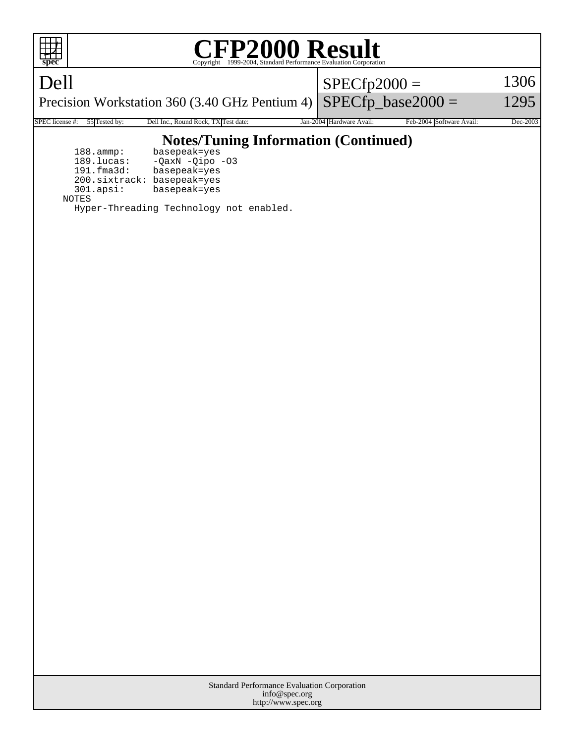# CFP2000 Result

Copyright 1999-2004, Standard Performance Evaluation Corporation

Dell

Precision Workstation 360 (3.40 GHz Pentium 4)

SPECfp2000 = 1306

SPECfp_base2000 = 1295

SPEC license #: 55 Tested by: Dell Inc., Round Rock, TX Test date: Jan-2004 Hardware Avail: Feb-2004 Software Avail: Dec-2003

## Notes/Tuning Information (Continued)

```
    188.ammp:      basepeak=yes
    189.lucas:     -QaxN -Qipo -O3
    191.fma3d:     basepeak=yes
    200.sixtrack:  basepeak=yes
    301.apsi:      basepeak=yes
  NOTES
    Hyper-Threading Technology not enabled.
```

Standard Performance Evaluation Corporation
info@spec.org
http://www.spec.org